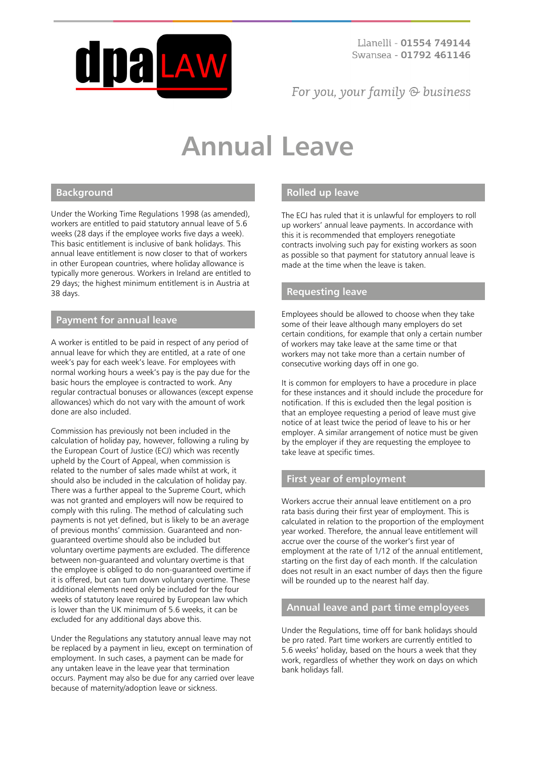dpa LAW

Llanelli - **01554 749144**
Swansea - **01792 461146**

*For you, your family & business*

# Annual Leave

## Background

Under the Working Time Regulations 1998 (as amended), workers are entitled to paid statutory annual leave of 5.6 weeks (28 days if the employee works five days a week). This basic entitlement is inclusive of bank holidays. This annual leave entitlement is now closer to that of workers in other European countries, where holiday allowance is typically more generous. Workers in Ireland are entitled to 29 days; the highest minimum entitlement is in Austria at 38 days.

## Payment for annual leave

A worker is entitled to be paid in respect of any period of annual leave for which they are entitled, at a rate of one week's pay for each week's leave. For employees with normal working hours a week's pay is the pay due for the basic hours the employee is contracted to work. Any regular contractual bonuses or allowances (except expense allowances) which do not vary with the amount of work done are also included.

Commission has previously not been included in the calculation of holiday pay, however, following a ruling by the European Court of Justice (ECJ) which was recently upheld by the Court of Appeal, when commission is related to the number of sales made whilst at work, it should also be included in the calculation of holiday pay. There was a further appeal to the Supreme Court, which was not granted and employers will now be required to comply with this ruling. The method of calculating such payments is not yet defined, but is likely to be an average of previous months' commission. Guaranteed and non-guaranteed overtime should also be included but voluntary overtime payments are excluded. The difference between non-guaranteed and voluntary overtime is that the employee is obliged to do non-guaranteed overtime if it is offered, but can turn down voluntary overtime. These additional elements need only be included for the four weeks of statutory leave required by European law which is lower than the UK minimum of 5.6 weeks, it can be excluded for any additional days above this.

Under the Regulations any statutory annual leave may not be replaced by a payment in lieu, except on termination of employment. In such cases, a payment can be made for any untaken leave in the leave year that termination occurs. Payment may also be due for any carried over leave because of maternity/adoption leave or sickness.

## Rolled up leave

The ECJ has ruled that it is unlawful for employers to roll up workers' annual leave payments. In accordance with this it is recommended that employers renegotiate contracts involving such pay for existing workers as soon as possible so that payment for statutory annual leave is made at the time when the leave is taken.

## Requesting leave

Employees should be allowed to choose when they take some of their leave although many employers do set certain conditions, for example that only a certain number of workers may take leave at the same time or that workers may not take more than a certain number of consecutive working days off in one go.

It is common for employers to have a procedure in place for these instances and it should include the procedure for notification. If this is excluded then the legal position is that an employee requesting a period of leave must give notice of at least twice the period of leave to his or her employer. A similar arrangement of notice must be given by the employer if they are requesting the employee to take leave at specific times.

## First year of employment

Workers accrue their annual leave entitlement on a pro rata basis during their first year of employment. This is calculated in relation to the proportion of the employment year worked. Therefore, the annual leave entitlement will accrue over the course of the worker's first year of employment at the rate of 1/12 of the annual entitlement, starting on the first day of each month. If the calculation does not result in an exact number of days then the figure will be rounded up to the nearest half day.

## Annual leave and part time employees

Under the Regulations, time off for bank holidays should be pro rated. Part time workers are currently entitled to 5.6 weeks' holiday, based on the hours a week that they work, regardless of whether they work on days on which bank holidays fall.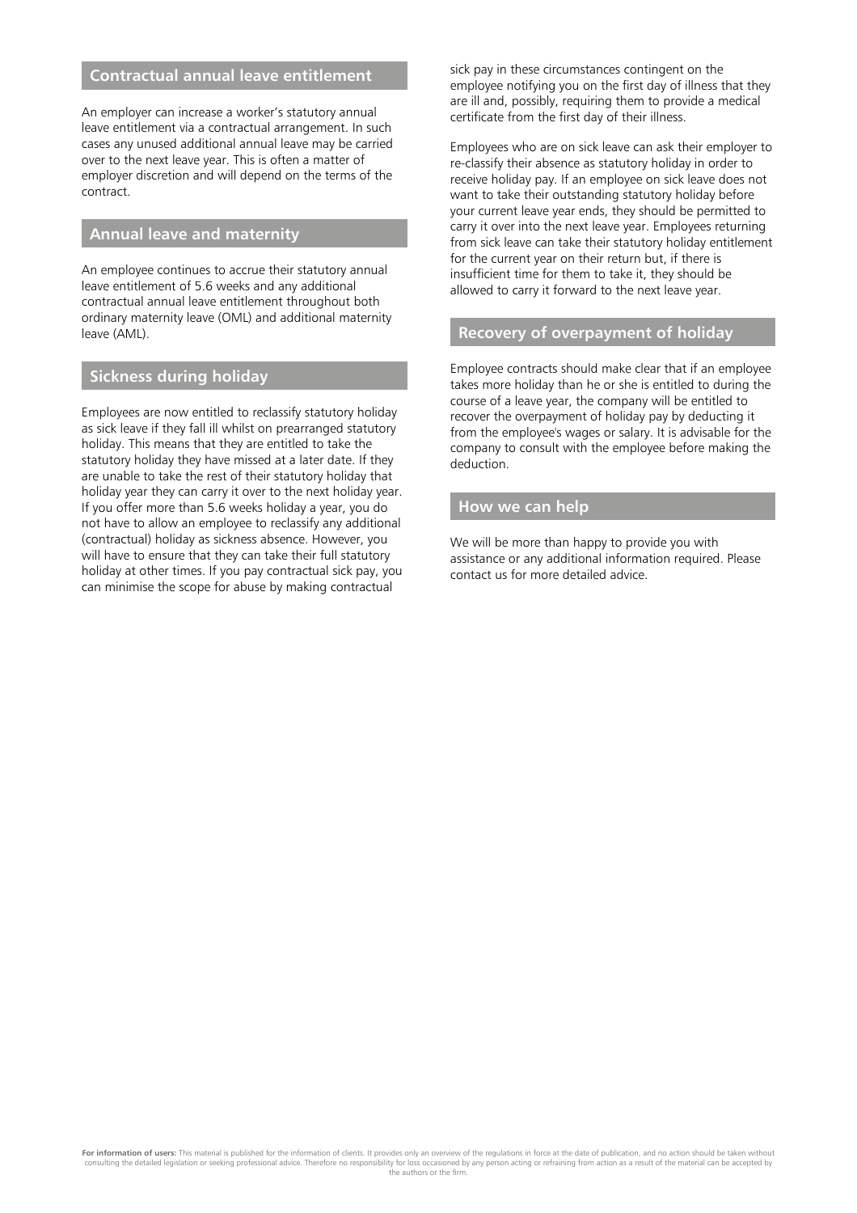## Contractual annual leave entitlement

An employer can increase a worker's statutory annual leave entitlement via a contractual arrangement. In such cases any unused additional annual leave may be carried over to the next leave year. This is often a matter of employer discretion and will depend on the terms of the contract.

## Annual leave and maternity

An employee continues to accrue their statutory annual leave entitlement of 5.6 weeks and any additional contractual annual leave entitlement throughout both ordinary maternity leave (OML) and additional maternity leave (AML).

## Sickness during holiday

Employees are now entitled to reclassify statutory holiday as sick leave if they fall ill whilst on prearranged statutory holiday. This means that they are entitled to take the statutory holiday they have missed at a later date. If they are unable to take the rest of their statutory holiday that holiday year they can carry it over to the next holiday year. If you offer more than 5.6 weeks holiday a year, you do not have to allow an employee to reclassify any additional (contractual) holiday as sickness absence. However, you will have to ensure that they can take their full statutory holiday at other times. If you pay contractual sick pay, you can minimise the scope for abuse by making contractual sick pay in these circumstances contingent on the employee notifying you on the first day of illness that they are ill and, possibly, requiring them to provide a medical certificate from the first day of their illness.

Employees who are on sick leave can ask their employer to re-classify their absence as statutory holiday in order to receive holiday pay. If an employee on sick leave does not want to take their outstanding statutory holiday before your current leave year ends, they should be permitted to carry it over into the next leave year. Employees returning from sick leave can take their statutory holiday entitlement for the current year on their return but, if there is insufficient time for them to take it, they should be allowed to carry it forward to the next leave year.

## Recovery of overpayment of holiday

Employee contracts should make clear that if an employee takes more holiday than he or she is entitled to during the course of a leave year, the company will be entitled to recover the overpayment of holiday pay by deducting it from the employee's wages or salary. It is advisable for the company to consult with the employee before making the deduction.

## How we can help

We will be more than happy to provide you with assistance or any additional information required. Please contact us for more detailed advice.

**For information of users:** This material is published for the information of clients. It provides only an overview of the regulations in force at the date of publication, and no action should be taken without consulting the detailed legislation or seeking professional advice. Therefore no responsibility for loss occasioned by any person acting or refraining from action as a result of the material can be accepted by the authors or the firm.